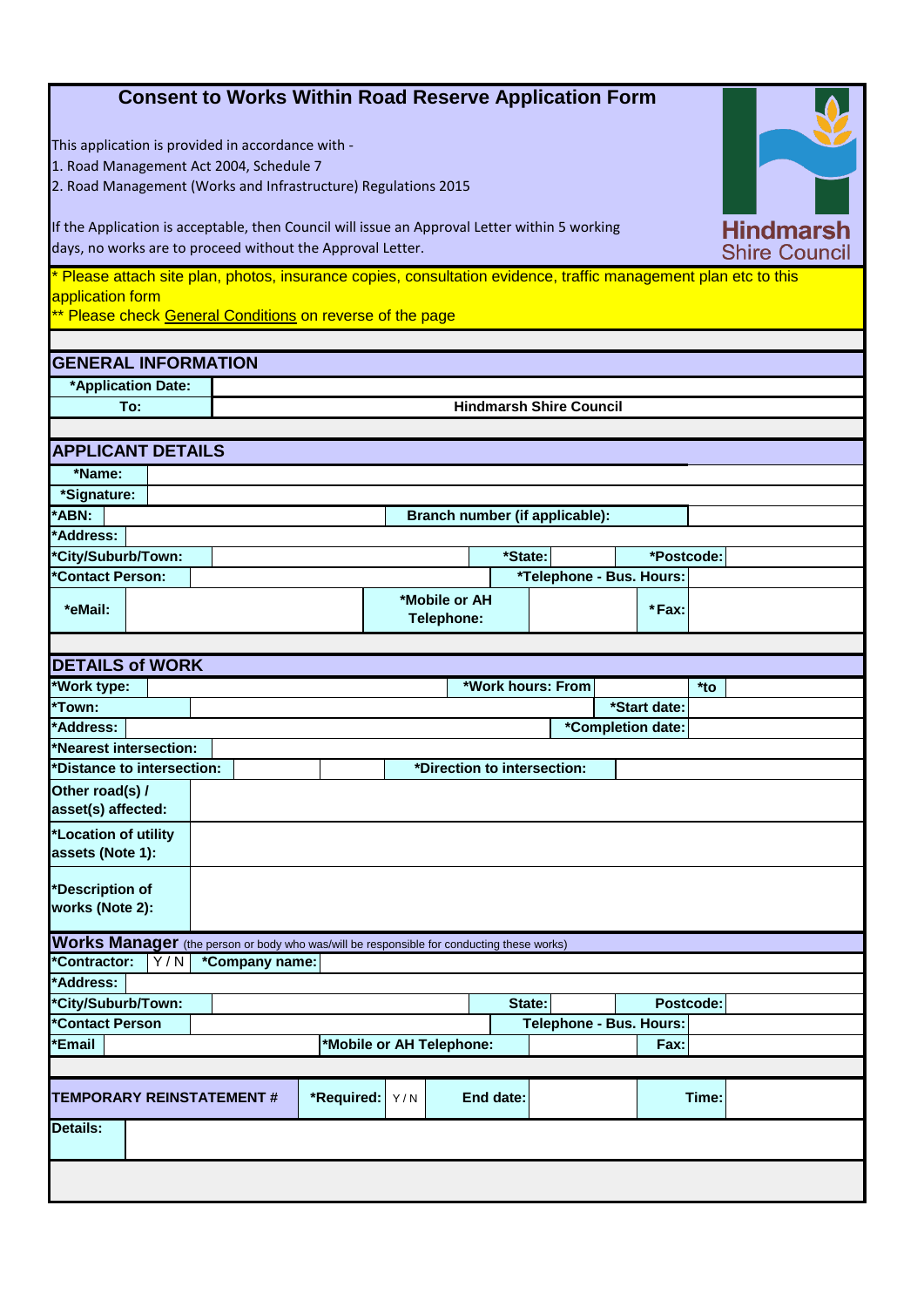# Consent to Works Within Road Reserve Application Form

This application is provided in accordance with -

1. Road Management Act 2004, Schedule 7
2. Road Management (Works and Infrastructure) Regulations 2015

If the Application is acceptable, then Council will issue an Approval Letter within 5 working days, no works are to proceed without the Approval Letter.

Hindmarsh Shire Council

* Please attach site plan, photos, insurance copies, consultation evidence, traffic management plan etc to this application form

** Please check General Conditions on reverse of the page

## GENERAL INFORMATION

| | |
|---|---|
| *Application Date: | |
| To: | Hindmarsh Shire Council |

## APPLICANT DETAILS

| | | | | | |
|---|---|---|---|---|---|
| *Name: | | | | | |
| *Signature: | | | | | |
| *ABN: | | Branch number (if applicable): | | | |
| *Address: | | | | | |
| *City/Suburb/Town: | | *State: | | *Postcode: | |
| *Contact Person: | | *Telephone - Bus. Hours: | | | |
| *eMail: | | *Mobile or AH Telephone: | | *Fax: | |

## DETAILS of WORK

| | | | | | |
|---|---|---|---|---|---|
| *Work type: | | *Work hours: From | | *to | |
| *Town: | | *Start date: | | | |
| *Address: | | *Completion date: | | | |
| *Nearest intersection: | | | | | |
| *Distance to intersection: | | *Direction to intersection: | | | |
| Other road(s) / asset(s) affected: | | | | | |
| *Location of utility assets (Note 1): | | | | | |
| *Description of works (Note 2): | | | | | |

## Works Manager (the person or body who was/will be responsible for conducting these works)

| | | | | | |
|---|---|---|---|---|---|
| *Contractor: | Y / N | *Company name: | | | |
| *Address: | | | | | |
| *City/Suburb/Town: | | State: | | Postcode: | |
| *Contact Person | | Telephone - Bus. Hours: | | | |
| *Email | | *Mobile or AH Telephone: | | Fax: | |

| | | | | | |
|---|---|---|---|---|---|
| TEMPORARY REINSTATEMENT # | *Required: | Y / N | End date: | | Time: |
| Details: | | | | | |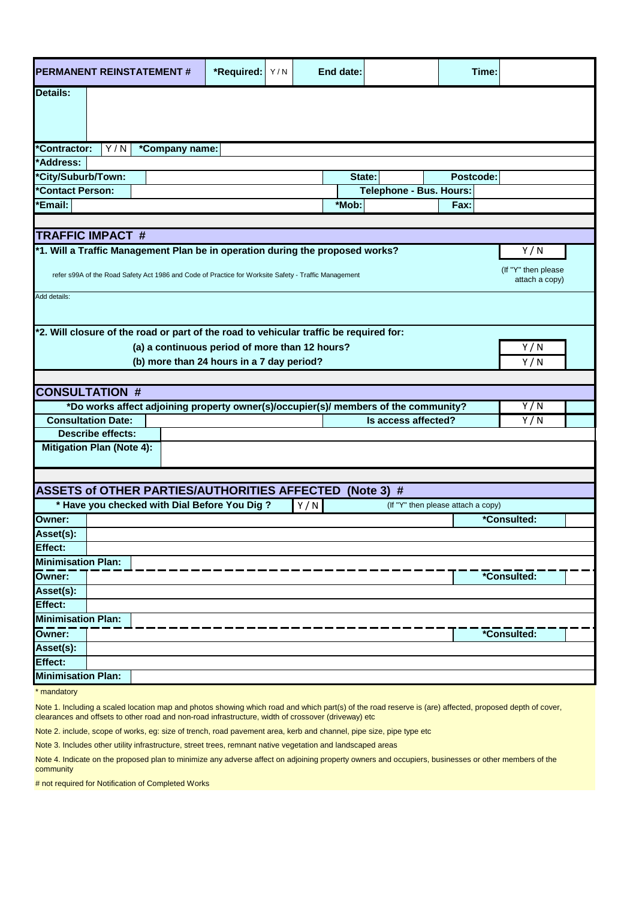| PERMANENT REINSTATEMENT # | *Required: | Y / N | End date: | | Time: | |
|---|---|---|---|---|---|---|
| **Details:** | | | | | | |

| *Contractor: | Y / N | *Company name: | | | | |
|---|---|---|---|---|---|---|
| *Address: | | | | | | |
| *City/Suburb/Town: | | | State: | | Postcode: | |
| *Contact Person: | | | Telephone - Bus. Hours: | | | |
| *Email: | | | *Mob: | | Fax: | |

## TRAFFIC IMPACT #

| | |
|---|---|
| **\*1. Will a Traffic Management Plan be in operation during the proposed works?** | Y / N |
| refer s99A of the Road Safety Act 1986 and Code of Practice for Worksite Safety - Traffic Management | (If "Y" then please attach a copy) |
| Add details: | |
| **\*2. Will closure of the road or part of the road to vehicular traffic be required for:** | |
| **(a) a continuous period of more than 12 hours?** | Y / N |
| **(b) more than 24 hours in a 7 day period?** | Y / N |

## CONSULTATION #

| | | | |
|---|---|---|---|
| **\*Do works affect adjoining property owner(s)/occupier(s)/ members of the community?** | | | Y / N |
| **Consultation Date:** | | **Is access affected?** | Y / N |
| **Describe effects:** | | | |
| **Mitigation Plan (Note 4):** | | | |

## ASSETS of OTHER PARTIES/AUTHORITIES AFFECTED (Note 3) #

| | | | |
|---|---|---|---|
| **\* Have you checked with Dial Before You Dig ?** | Y / N | (If "Y" then please attach a copy) | |
| **Owner:** | | **\*Consulted:** | |
| **Asset(s):** | | | |
| **Effect:** | | | |
| **Minimisation Plan:** | | | |
| **Owner:** | | **\*Consulted:** | |
| **Asset(s):** | | | |
| **Effect:** | | | |
| **Minimisation Plan:** | | | |
| **Owner:** | | **\*Consulted:** | |
| **Asset(s):** | | | |
| **Effect:** | | | |
| **Minimisation Plan:** | | | |

\* mandatory

Note 1. Including a scaled location map and photos showing which road and which part(s) of the road reserve is (are) affected, proposed depth of cover, clearances and offsets to other road and non-road infrastructure, width of crossover (driveway) etc

Note 2. include, scope of works, eg: size of trench, road pavement area, kerb and channel, pipe size, pipe type etc

Note 3. Includes other utility infrastructure, street trees, remnant native vegetation and landscaped areas

Note 4. Indicate on the proposed plan to minimize any adverse affect on adjoining property owners and occupiers, businesses or other members of the community

# not required for Notification of Completed Works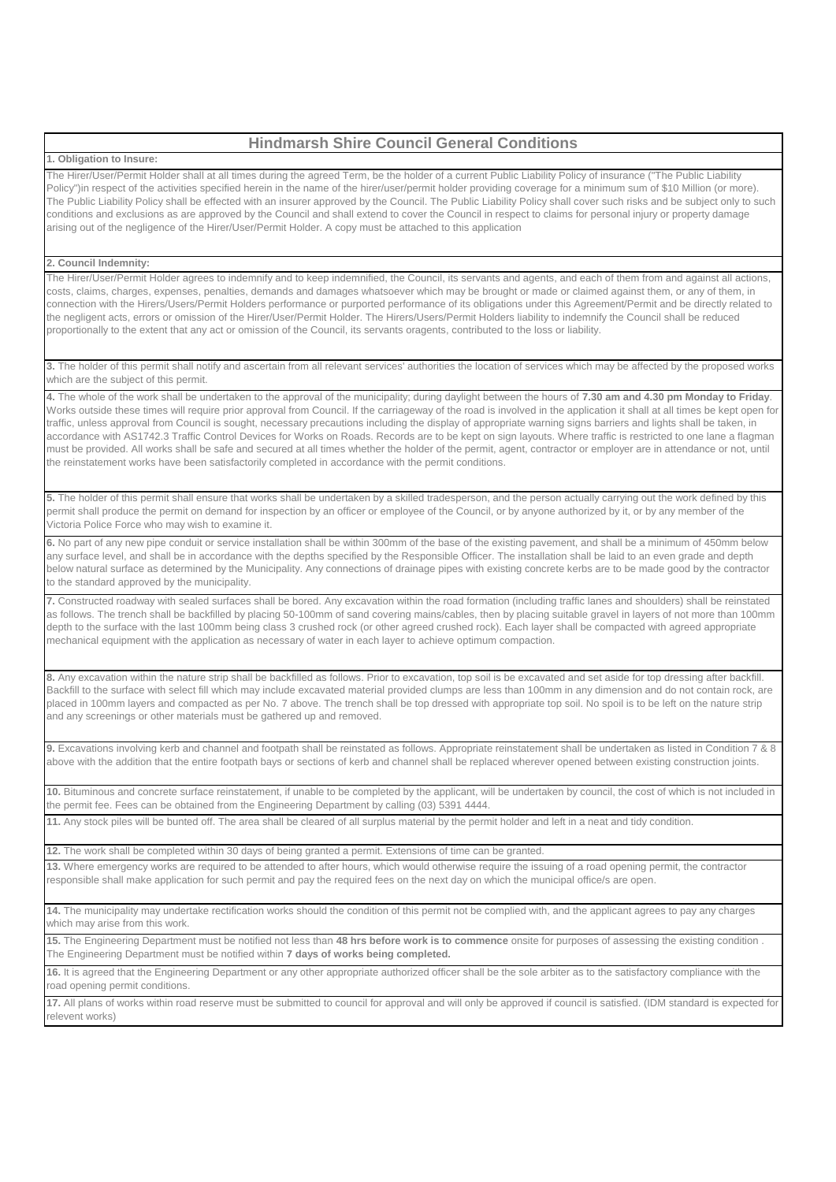## Hindmarsh Shire Council General Conditions

**1. Obligation to Insure:**

The Hirer/User/Permit Holder shall at all times during the agreed Term, be the holder of a current Public Liability Policy of insurance ("The Public Liability Policy")in respect of the activities specified herein in the name of the hirer/user/permit holder providing coverage for a minimum sum of $10 Million (or more). The Public Liability Policy shall be effected with an insurer approved by the Council. The Public Liability Policy shall cover such risks and be subject only to such conditions and exclusions as are approved by the Council and shall extend to cover the Council in respect to claims for personal injury or property damage arising out of the negligence of the Hirer/User/Permit Holder. A copy must be attached to this application

**2. Council Indemnity:**

The Hirer/User/Permit Holder agrees to indemnify and to keep indemnified, the Council, its servants and agents, and each of them from and against all actions, costs, claims, charges, expenses, penalties, demands and damages whatsoever which may be brought or made or claimed against them, or any of them, in connection with the Hirers/Users/Permit Holders performance or purported performance of its obligations under this Agreement/Permit and be directly related to the negligent acts, errors or omission of the Hirer/User/Permit Holder. The Hirers/Users/Permit Holders liability to indemnify the Council shall be reduced proportionally to the extent that any act or omission of the Council, its servants oragents, contributed to the loss or liability.

**3.** The holder of this permit shall notify and ascertain from all relevant services' authorities the location of services which may be affected by the proposed works which are the subject of this permit.

**4.** The whole of the work shall be undertaken to the approval of the municipality; during daylight between the hours of **7.30 am and 4.30 pm Monday to Friday**. Works outside these times will require prior approval from Council. If the carriageway of the road is involved in the application it shall at all times be kept open for traffic, unless approval from Council is sought, necessary precautions including the display of appropriate warning signs barriers and lights shall be taken, in accordance with AS1742.3 Traffic Control Devices for Works on Roads. Records are to be kept on sign layouts. Where traffic is restricted to one lane a flagman must be provided. All works shall be safe and secured at all times whether the holder of the permit, agent, contractor or employer are in attendance or not, until the reinstatement works have been satisfactorily completed in accordance with the permit conditions.

**5.** The holder of this permit shall ensure that works shall be undertaken by a skilled tradesperson, and the person actually carrying out the work defined by this permit shall produce the permit on demand for inspection by an officer or employee of the Council, or by anyone authorized by it, or by any member of the Victoria Police Force who may wish to examine it.

**6.** No part of any new pipe conduit or service installation shall be within 300mm of the base of the existing pavement, and shall be a minimum of 450mm below any surface level, and shall be in accordance with the depths specified by the Responsible Officer. The installation shall be laid to an even grade and depth below natural surface as determined by the Municipality. Any connections of drainage pipes with existing concrete kerbs are to be made good by the contractor to the standard approved by the municipality.

**7.** Constructed roadway with sealed surfaces shall be bored. Any excavation within the road formation (including traffic lanes and shoulders) shall be reinstated as follows. The trench shall be backfilled by placing 50-100mm of sand covering mains/cables, then by placing suitable gravel in layers of not more than 100mm depth to the surface with the last 100mm being class 3 crushed rock (or other agreed crushed rock). Each layer shall be compacted with agreed appropriate mechanical equipment with the application as necessary of water in each layer to achieve optimum compaction.

**8.** Any excavation within the nature strip shall be backfilled as follows. Prior to excavation, top soil is be excavated and set aside for top dressing after backfill. Backfill to the surface with select fill which may include excavated material provided clumps are less than 100mm in any dimension and do not contain rock, are placed in 100mm layers and compacted as per No. 7 above. The trench shall be top dressed with appropriate top soil. No spoil is to be left on the nature strip and any screenings or other materials must be gathered up and removed.

**9.** Excavations involving kerb and channel and footpath shall be reinstated as follows. Appropriate reinstatement shall be undertaken as listed in Condition 7 & 8 above with the addition that the entire footpath bays or sections of kerb and channel shall be replaced wherever opened between existing construction joints.

**10.** Bituminous and concrete surface reinstatement, if unable to be completed by the applicant, will be undertaken by council, the cost of which is not included in the permit fee. Fees can be obtained from the Engineering Department by calling (03) 5391 4444.

**11.** Any stock piles will be bunted off. The area shall be cleared of all surplus material by the permit holder and left in a neat and tidy condition.

**12.** The work shall be completed within 30 days of being granted a permit. Extensions of time can be granted.

**13.** Where emergency works are required to be attended to after hours, which would otherwise require the issuing of a road opening permit, the contractor responsible shall make application for such permit and pay the required fees on the next day on which the municipal office/s are open.

**14.** The municipality may undertake rectification works should the condition of this permit not be complied with, and the applicant agrees to pay any charges which may arise from this work.

**15.** The Engineering Department must be notified not less than **48 hrs before work is to commence** onsite for purposes of assessing the existing condition . The Engineering Department must be notified within **7 days of works being completed.**

**16.** It is agreed that the Engineering Department or any other appropriate authorized officer shall be the sole arbiter as to the satisfactory compliance with the road opening permit conditions.

**17.** All plans of works within road reserve must be submitted to council for approval and will only be approved if council is satisfied. (IDM standard is expected for relevent works)